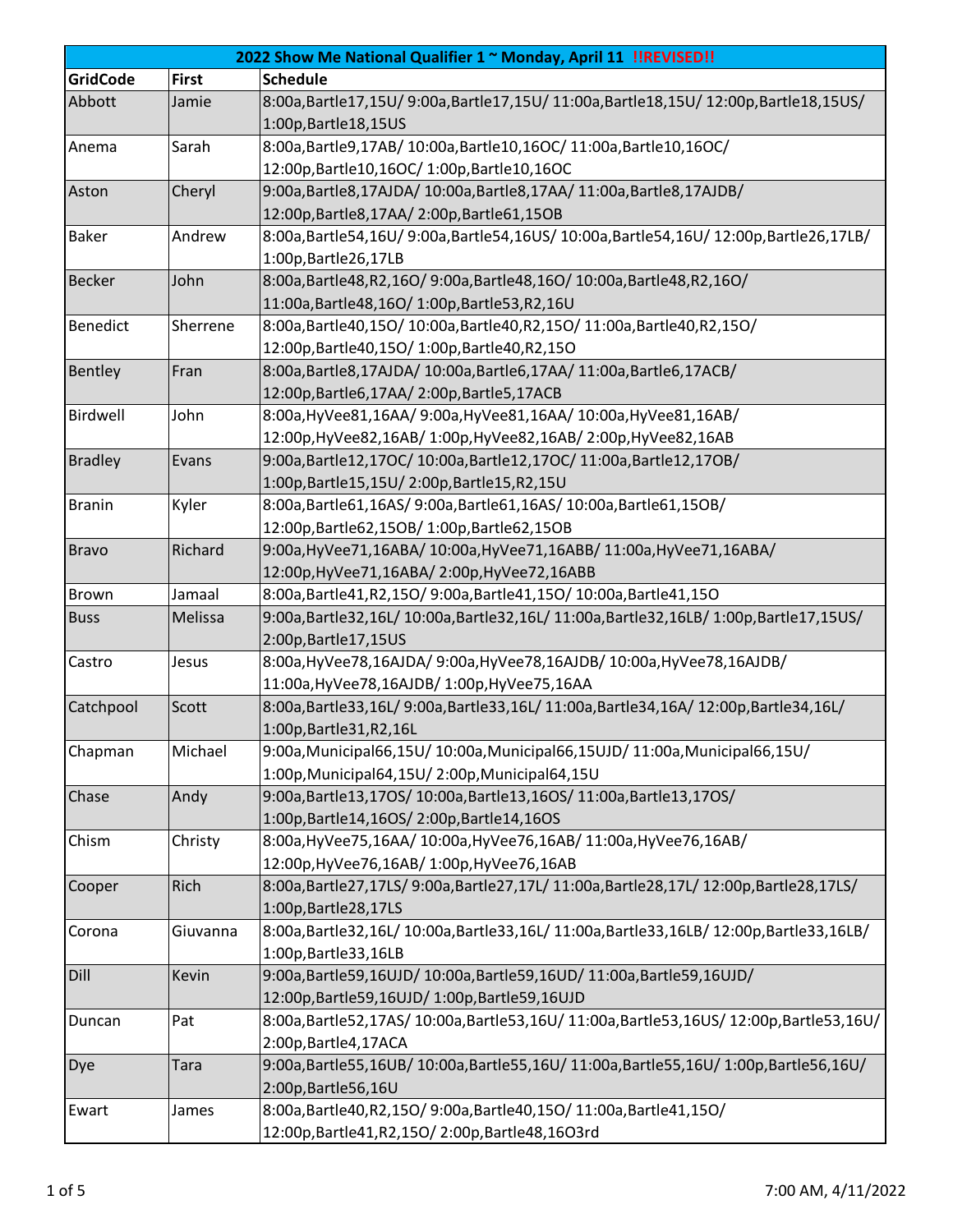| 2022 Show Me National Qualifier 1 ~ Monday, April 11 !!REVISED!! | | |
|---|---|---|
| **GridCode** | **First** | **Schedule** |
| Abbott | Jamie | 8:00a,Bartle17,15U/ 9:00a,Bartle17,15U/ 11:00a,Bartle18,15U/ 12:00p,Bartle18,15US/ 1:00p,Bartle18,15US |
| Anema | Sarah | 8:00a,Bartle9,17AB/ 10:00a,Bartle10,16OC/ 11:00a,Bartle10,16OC/ 12:00p,Bartle10,16OC/ 1:00p,Bartle10,16OC |
| Aston | Cheryl | 9:00a,Bartle8,17AJDA/ 10:00a,Bartle8,17AA/ 11:00a,Bartle8,17AJDB/ 12:00p,Bartle8,17AA/ 2:00p,Bartle61,15OB |
| Baker | Andrew | 8:00a,Bartle54,16U/ 9:00a,Bartle54,16US/ 10:00a,Bartle54,16U/ 12:00p,Bartle26,17LB/ 1:00p,Bartle26,17LB |
| Becker | John | 8:00a,Bartle48,R2,16O/ 9:00a,Bartle48,16O/ 10:00a,Bartle48,R2,16O/ 11:00a,Bartle48,16O/ 1:00p,Bartle53,R2,16U |
| Benedict | Sherrene | 8:00a,Bartle40,15O/ 10:00a,Bartle40,R2,15O/ 11:00a,Bartle40,R2,15O/ 12:00p,Bartle40,15O/ 1:00p,Bartle40,R2,15O |
| Bentley | Fran | 8:00a,Bartle8,17AJDA/ 10:00a,Bartle6,17AA/ 11:00a,Bartle6,17ACB/ 12:00p,Bartle6,17AA/ 2:00p,Bartle5,17ACB |
| Birdwell | John | 8:00a,HyVee81,16AA/ 9:00a,HyVee81,16AA/ 10:00a,HyVee81,16AB/ 12:00p,HyVee82,16AB/ 1:00p,HyVee82,16AB/ 2:00p,HyVee82,16AB |
| Bradley | Evans | 9:00a,Bartle12,17OC/ 10:00a,Bartle12,17OC/ 11:00a,Bartle12,17OB/ 1:00p,Bartle15,15U/ 2:00p,Bartle15,R2,15U |
| Branin | Kyler | 8:00a,Bartle61,16AS/ 9:00a,Bartle61,16AS/ 10:00a,Bartle61,15OB/ 12:00p,Bartle62,15OB/ 1:00p,Bartle62,15OB |
| Bravo | Richard | 9:00a,HyVee71,16ABA/ 10:00a,HyVee71,16ABB/ 11:00a,HyVee71,16ABA/ 12:00p,HyVee71,16ABA/ 2:00p,HyVee72,16ABB |
| Brown | Jamaal | 8:00a,Bartle41,R2,15O/ 9:00a,Bartle41,15O/ 10:00a,Bartle41,15O |
| Buss | Melissa | 9:00a,Bartle32,16L/ 10:00a,Bartle32,16L/ 11:00a,Bartle32,16LB/ 1:00p,Bartle17,15US/ 2:00p,Bartle17,15US |
| Castro | Jesus | 8:00a,HyVee78,16AJDA/ 9:00a,HyVee78,16AJDB/ 10:00a,HyVee78,16AJDB/ 11:00a,HyVee78,16AJDB/ 1:00p,HyVee75,16AA |
| Catchpool | Scott | 8:00a,Bartle33,16L/ 9:00a,Bartle33,16L/ 11:00a,Bartle34,16A/ 12:00p,Bartle34,16L/ 1:00p,Bartle31,R2,16L |
| Chapman | Michael | 9:00a,Municipal66,15U/ 10:00a,Municipal66,15UJD/ 11:00a,Municipal66,15U/ 1:00p,Municipal64,15U/ 2:00p,Municipal64,15U |
| Chase | Andy | 9:00a,Bartle13,17OS/ 10:00a,Bartle13,16OS/ 11:00a,Bartle13,17OS/ 1:00p,Bartle14,16OS/ 2:00p,Bartle14,16OS |
| Chism | Christy | 8:00a,HyVee75,16AA/ 10:00a,HyVee76,16AB/ 11:00a,HyVee76,16AB/ 12:00p,HyVee76,16AB/ 1:00p,HyVee76,16AB |
| Cooper | Rich | 8:00a,Bartle27,17LS/ 9:00a,Bartle27,17L/ 11:00a,Bartle28,17L/ 12:00p,Bartle28,17LS/ 1:00p,Bartle28,17LS |
| Corona | Giuvanna | 8:00a,Bartle32,16L/ 10:00a,Bartle33,16L/ 11:00a,Bartle33,16LB/ 12:00p,Bartle33,16LB/ 1:00p,Bartle33,16LB |
| Dill | Kevin | 9:00a,Bartle59,16UJD/ 10:00a,Bartle59,16UD/ 11:00a,Bartle59,16UJD/ 12:00p,Bartle59,16UJD/ 1:00p,Bartle59,16UJD |
| Duncan | Pat | 8:00a,Bartle52,17AS/ 10:00a,Bartle53,16U/ 11:00a,Bartle53,16US/ 12:00p,Bartle53,16U/ 2:00p,Bartle4,17ACA |
| Dye | Tara | 9:00a,Bartle55,16UB/ 10:00a,Bartle55,16U/ 11:00a,Bartle55,16U/ 1:00p,Bartle56,16U/ 2:00p,Bartle56,16U |
| Ewart | James | 8:00a,Bartle40,R2,15O/ 9:00a,Bartle40,15O/ 11:00a,Bartle41,15O/ 12:00p,Bartle41,R2,15O/ 2:00p,Bartle48,16O3rd |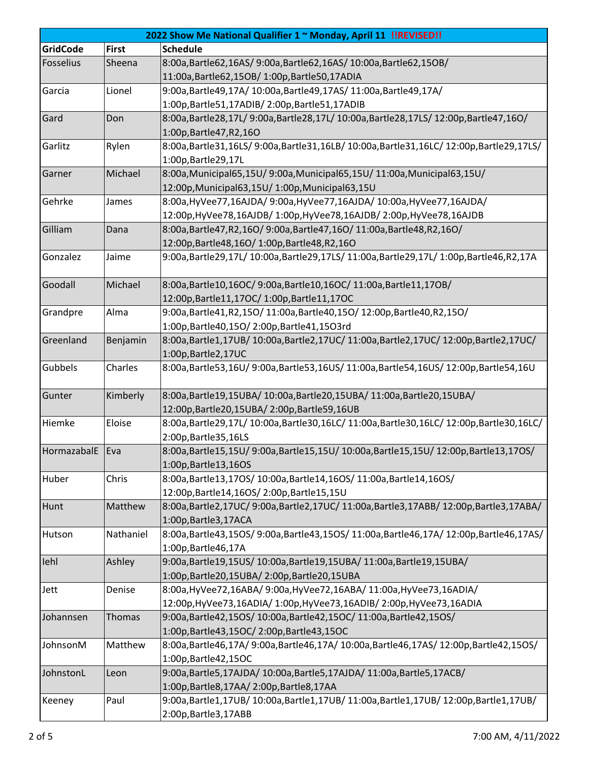| 2022 Show Me National Qualifier 1 ~ Monday, April 11 !!REVISED!! | | |
|---|---|---|
| **GridCode** | **First** | **Schedule** |
| Fosselius | Sheena | 8:00a,Bartle62,16AS/ 9:00a,Bartle62,16AS/ 10:00a,Bartle62,15OB/ 11:00a,Bartle62,15OB/ 1:00p,Bartle50,17ADIA |
| Garcia | Lionel | 9:00a,Bartle49,17A/ 10:00a,Bartle49,17AS/ 11:00a,Bartle49,17A/ 1:00p,Bartle51,17ADIB/ 2:00p,Bartle51,17ADIB |
| Gard | Don | 8:00a,Bartle28,17L/ 9:00a,Bartle28,17L/ 10:00a,Bartle28,17LS/ 12:00p,Bartle47,16O/ 1:00p,Bartle47,R2,16O |
| Garlitz | Rylen | 8:00a,Bartle31,16LS/ 9:00a,Bartle31,16LB/ 10:00a,Bartle31,16LC/ 12:00p,Bartle29,17LS/ 1:00p,Bartle29,17L |
| Garner | Michael | 8:00a,Municipal65,15U/ 9:00a,Municipal65,15U/ 11:00a,Municipal63,15U/ 12:00p,Municipal63,15U/ 1:00p,Municipal63,15U |
| Gehrke | James | 8:00a,HyVee77,16AJDA/ 9:00a,HyVee77,16AJDA/ 10:00a,HyVee77,16AJDA/ 12:00p,HyVee78,16AJDB/ 1:00p,HyVee78,16AJDB/ 2:00p,HyVee78,16AJDB |
| Gilliam | Dana | 8:00a,Bartle47,R2,16O/ 9:00a,Bartle47,16O/ 11:00a,Bartle48,R2,16O/ 12:00p,Bartle48,16O/ 1:00p,Bartle48,R2,16O |
| Gonzalez | Jaime | 9:00a,Bartle29,17L/ 10:00a,Bartle29,17LS/ 11:00a,Bartle29,17L/ 1:00p,Bartle46,R2,17A |
| Goodall | Michael | 8:00a,Bartle10,16OC/ 9:00a,Bartle10,16OC/ 11:00a,Bartle11,17OB/ 12:00p,Bartle11,17OC/ 1:00p,Bartle11,17OC |
| Grandpre | Alma | 9:00a,Bartle41,R2,15O/ 11:00a,Bartle40,15O/ 12:00p,Bartle40,R2,15O/ 1:00p,Bartle40,15O/ 2:00p,Bartle41,15O3rd |
| Greenland | Benjamin | 8:00a,Bartle1,17UB/ 10:00a,Bartle2,17UC/ 11:00a,Bartle2,17UC/ 12:00p,Bartle2,17UC/ 1:00p,Bartle2,17UC |
| Gubbels | Charles | 8:00a,Bartle53,16U/ 9:00a,Bartle53,16US/ 11:00a,Bartle54,16US/ 12:00p,Bartle54,16U |
| Gunter | Kimberly | 8:00a,Bartle19,15UBA/ 10:00a,Bartle20,15UBA/ 11:00a,Bartle20,15UBA/ 12:00p,Bartle20,15UBA/ 2:00p,Bartle59,16UB |
| Hiemke | Eloise | 8:00a,Bartle29,17L/ 10:00a,Bartle30,16LC/ 11:00a,Bartle30,16LC/ 12:00p,Bartle30,16LC/ 2:00p,Bartle35,16LS |
| HormazabalE | Eva | 8:00a,Bartle15,15U/ 9:00a,Bartle15,15U/ 10:00a,Bartle15,15U/ 12:00p,Bartle13,17OS/ 1:00p,Bartle13,16OS |
| Huber | Chris | 8:00a,Bartle13,17OS/ 10:00a,Bartle14,16OS/ 11:00a,Bartle14,16OS/ 12:00p,Bartle14,16OS/ 2:00p,Bartle15,15U |
| Hunt | Matthew | 8:00a,Bartle2,17UC/ 9:00a,Bartle2,17UC/ 11:00a,Bartle3,17ABB/ 12:00p,Bartle3,17ABA/ 1:00p,Bartle3,17ACA |
| Hutson | Nathaniel | 8:00a,Bartle43,15OS/ 9:00a,Bartle43,15OS/ 11:00a,Bartle46,17A/ 12:00p,Bartle46,17AS/ 1:00p,Bartle46,17A |
| Iehl | Ashley | 9:00a,Bartle19,15US/ 10:00a,Bartle19,15UBA/ 11:00a,Bartle19,15UBA/ 1:00p,Bartle20,15UBA/ 2:00p,Bartle20,15UBA |
| Jett | Denise | 8:00a,HyVee72,16ABA/ 9:00a,HyVee72,16ABA/ 11:00a,HyVee73,16ADIA/ 12:00p,HyVee73,16ADIA/ 1:00p,HyVee73,16ADIB/ 2:00p,HyVee73,16ADIA |
| Johannsen | Thomas | 9:00a,Bartle42,15OS/ 10:00a,Bartle42,15OC/ 11:00a,Bartle42,15OS/ 1:00p,Bartle43,15OC/ 2:00p,Bartle43,15OC |
| JohnsonM | Matthew | 8:00a,Bartle46,17A/ 9:00a,Bartle46,17A/ 10:00a,Bartle46,17AS/ 12:00p,Bartle42,15OS/ 1:00p,Bartle42,15OC |
| JohnstonL | Leon | 9:00a,Bartle5,17AJDA/ 10:00a,Bartle5,17AJDA/ 11:00a,Bartle5,17ACB/ 1:00p,Bartle8,17AA/ 2:00p,Bartle8,17AA |
| Keeney | Paul | 9:00a,Bartle1,17UB/ 10:00a,Bartle1,17UB/ 11:00a,Bartle1,17UB/ 12:00p,Bartle1,17UB/ 2:00p,Bartle3,17ABB |

7:00 AM, 4/11/2022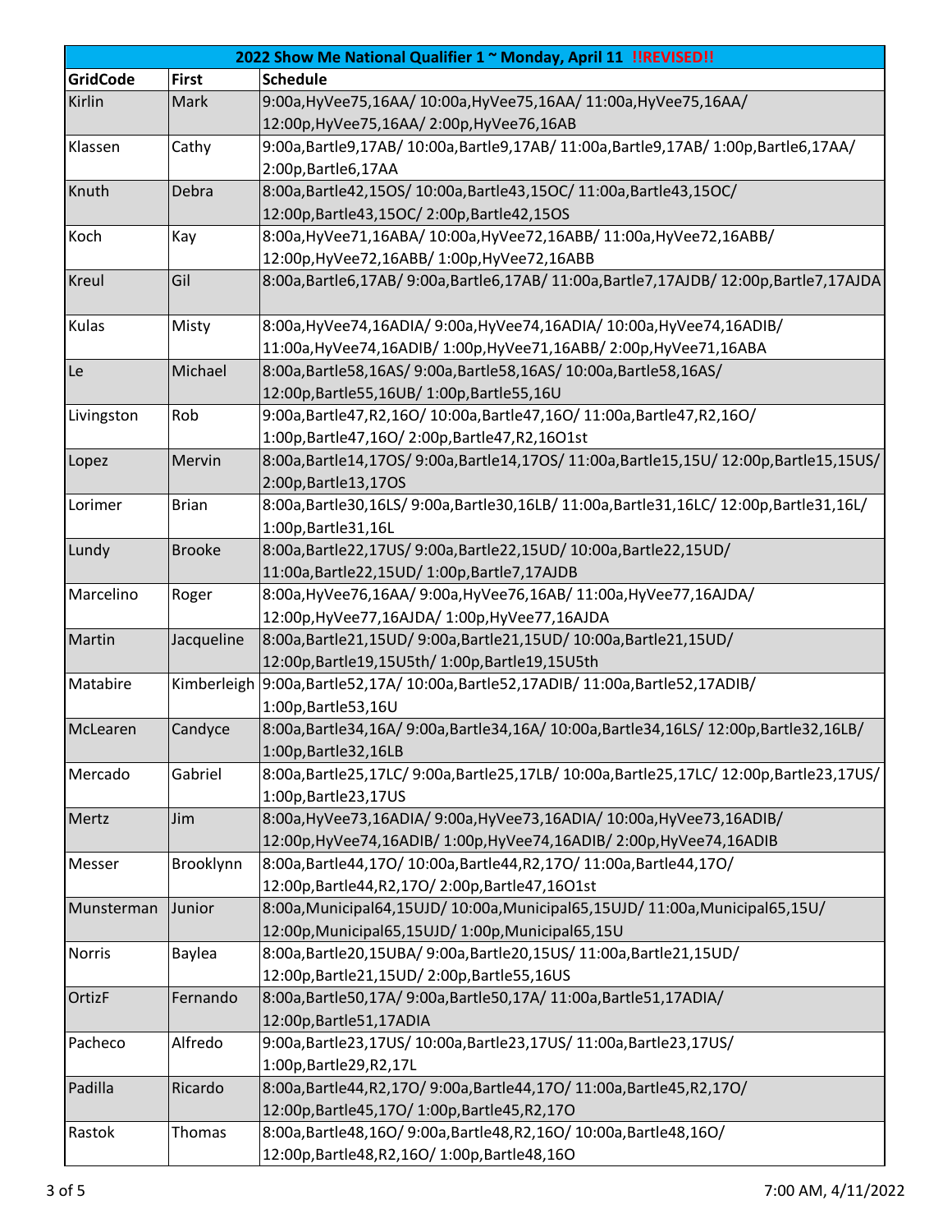| 2022 Show Me National Qualifier 1 ~ Monday, April 11 !!REVISED!! | | |
|---|---|---|
| **GridCode** | **First** | **Schedule** |
| Kirlin | Mark | 9:00a,HyVee75,16AA/ 10:00a,HyVee75,16AA/ 11:00a,HyVee75,16AA/ 12:00p,HyVee75,16AA/ 2:00p,HyVee76,16AB |
| Klassen | Cathy | 9:00a,Bartle9,17AB/ 10:00a,Bartle9,17AB/ 11:00a,Bartle9,17AB/ 1:00p,Bartle6,17AA/ 2:00p,Bartle6,17AA |
| Knuth | Debra | 8:00a,Bartle42,15OS/ 10:00a,Bartle43,15OC/ 11:00a,Bartle43,15OC/ 12:00p,Bartle43,15OC/ 2:00p,Bartle42,15OS |
| Koch | Kay | 8:00a,HyVee71,16ABA/ 10:00a,HyVee72,16ABB/ 11:00a,HyVee72,16ABB/ 12:00p,HyVee72,16ABB/ 1:00p,HyVee72,16ABB |
| Kreul | Gil | 8:00a,Bartle6,17AB/ 9:00a,Bartle6,17AB/ 11:00a,Bartle7,17AJDB/ 12:00p,Bartle7,17AJDA |
| Kulas | Misty | 8:00a,HyVee74,16ADIA/ 9:00a,HyVee74,16ADIA/ 10:00a,HyVee74,16ADIB/ 11:00a,HyVee74,16ADIB/ 1:00p,HyVee71,16ABB/ 2:00p,HyVee71,16ABA |
| Le | Michael | 8:00a,Bartle58,16AS/ 9:00a,Bartle58,16AS/ 10:00a,Bartle58,16AS/ 12:00p,Bartle55,16UB/ 1:00p,Bartle55,16U |
| Livingston | Rob | 9:00a,Bartle47,R2,16O/ 10:00a,Bartle47,16O/ 11:00a,Bartle47,R2,16O/ 1:00p,Bartle47,16O/ 2:00p,Bartle47,R2,16O1st |
| Lopez | Mervin | 8:00a,Bartle14,17OS/ 9:00a,Bartle14,17OS/ 11:00a,Bartle15,15U/ 12:00p,Bartle15,15US/ 2:00p,Bartle13,17OS |
| Lorimer | Brian | 8:00a,Bartle30,16LS/ 9:00a,Bartle30,16LB/ 11:00a,Bartle31,16LC/ 12:00p,Bartle31,16L/ 1:00p,Bartle31,16L |
| Lundy | Brooke | 8:00a,Bartle22,17US/ 9:00a,Bartle22,15UD/ 10:00a,Bartle22,15UD/ 11:00a,Bartle22,15UD/ 1:00p,Bartle7,17AJDB |
| Marcelino | Roger | 8:00a,HyVee76,16AA/ 9:00a,HyVee76,16AB/ 11:00a,HyVee77,16AJDA/ 12:00p,HyVee77,16AJDA/ 1:00p,HyVee77,16AJDA |
| Martin | Jacqueline | 8:00a,Bartle21,15UD/ 9:00a,Bartle21,15UD/ 10:00a,Bartle21,15UD/ 12:00p,Bartle19,15U5th/ 1:00p,Bartle19,15U5th |
| Matabire | Kimberleigh | 9:00a,Bartle52,17A/ 10:00a,Bartle52,17ADIB/ 11:00a,Bartle52,17ADIB/ 1:00p,Bartle53,16U |
| McLearen | Candyce | 8:00a,Bartle34,16A/ 9:00a,Bartle34,16A/ 10:00a,Bartle34,16LS/ 12:00p,Bartle32,16LB/ 1:00p,Bartle32,16LB |
| Mercado | Gabriel | 8:00a,Bartle25,17LC/ 9:00a,Bartle25,17LB/ 10:00a,Bartle25,17LC/ 12:00p,Bartle23,17US/ 1:00p,Bartle23,17US |
| Mertz | Jim | 8:00a,HyVee73,16ADIA/ 9:00a,HyVee73,16ADIA/ 10:00a,HyVee73,16ADIB/ 12:00p,HyVee74,16ADIB/ 1:00p,HyVee74,16ADIB/ 2:00p,HyVee74,16ADIB |
| Messer | Brooklynn | 8:00a,Bartle44,17O/ 10:00a,Bartle44,R2,17O/ 11:00a,Bartle44,17O/ 12:00p,Bartle44,R2,17O/ 2:00p,Bartle47,16O1st |
| Munsterman | Junior | 8:00a,Municipal64,15UJD/ 10:00a,Municipal65,15UJD/ 11:00a,Municipal65,15U/ 12:00p,Municipal65,15UJD/ 1:00p,Municipal65,15U |
| Norris | Baylea | 8:00a,Bartle20,15UBA/ 9:00a,Bartle20,15US/ 11:00a,Bartle21,15UD/ 12:00p,Bartle21,15UD/ 2:00p,Bartle55,16US |
| OrtizF | Fernando | 8:00a,Bartle50,17A/ 9:00a,Bartle50,17A/ 11:00a,Bartle51,17ADIA/ 12:00p,Bartle51,17ADIA |
| Pacheco | Alfredo | 9:00a,Bartle23,17US/ 10:00a,Bartle23,17US/ 11:00a,Bartle23,17US/ 1:00p,Bartle29,R2,17L |
| Padilla | Ricardo | 8:00a,Bartle44,R2,17O/ 9:00a,Bartle44,17O/ 11:00a,Bartle45,R2,17O/ 12:00p,Bartle45,17O/ 1:00p,Bartle45,R2,17O |
| Rastok | Thomas | 8:00a,Bartle48,16O/ 9:00a,Bartle48,R2,16O/ 10:00a,Bartle48,16O/ 12:00p,Bartle48,R2,16O/ 1:00p,Bartle48,16O |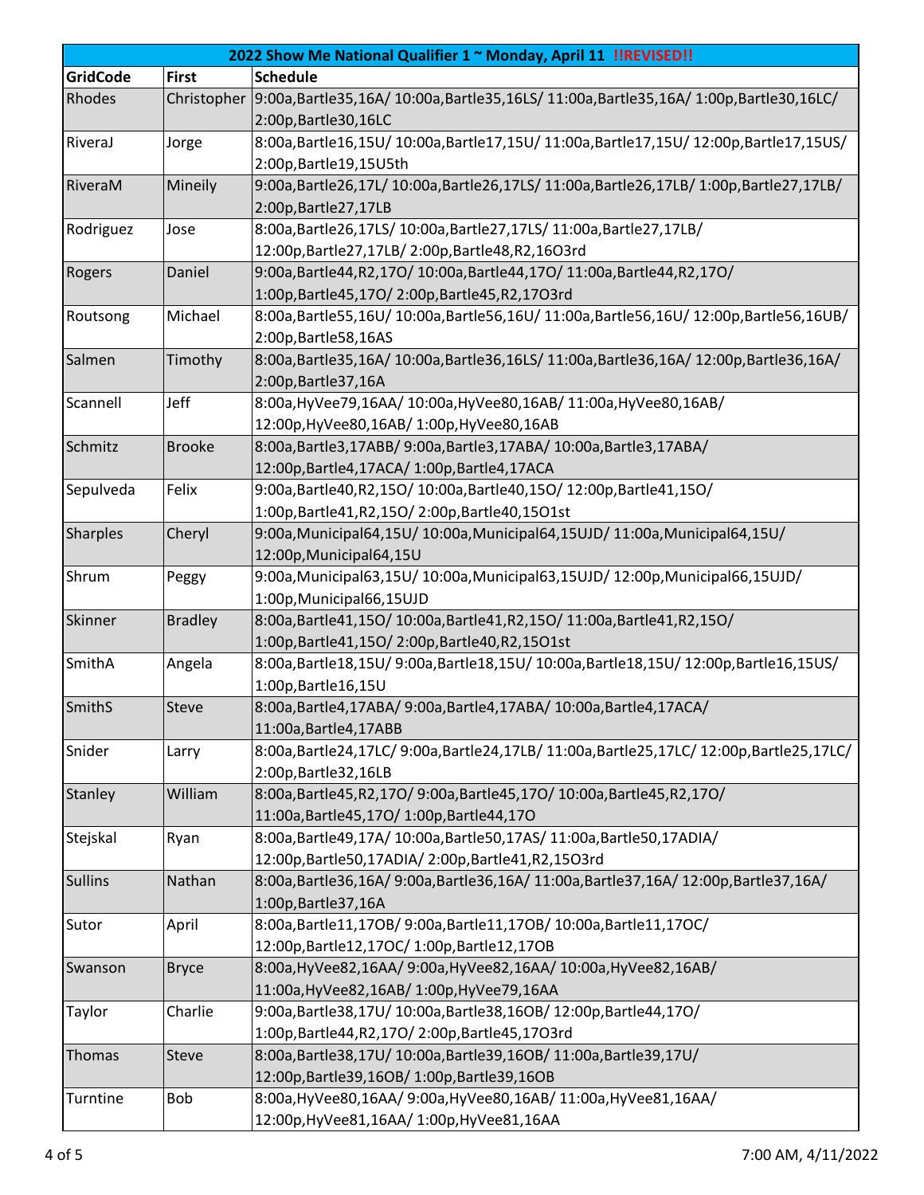| 2022 Show Me National Qualifier 1 ~ Monday, April 11 !!REVISED!! | | |
|---|---|---|
| **GridCode** | **First** | **Schedule** |
| Rhodes | Christopher | 9:00a,Bartle35,16A/ 10:00a,Bartle35,16LS/ 11:00a,Bartle35,16A/ 1:00p,Bartle30,16LC/ 2:00p,Bartle30,16LC |
| RiveraJ | Jorge | 8:00a,Bartle16,15U/ 10:00a,Bartle17,15U/ 11:00a,Bartle17,15U/ 12:00p,Bartle17,15US/ 2:00p,Bartle19,15U5th |
| RiveraM | Mineily | 9:00a,Bartle26,17L/ 10:00a,Bartle26,17LS/ 11:00a,Bartle26,17LB/ 1:00p,Bartle27,17LB/ 2:00p,Bartle27,17LB |
| Rodriguez | Jose | 8:00a,Bartle26,17LS/ 10:00a,Bartle27,17LS/ 11:00a,Bartle27,17LB/ 12:00p,Bartle27,17LB/ 2:00p,Bartle48,R2,16O3rd |
| Rogers | Daniel | 9:00a,Bartle44,R2,17O/ 10:00a,Bartle44,17O/ 11:00a,Bartle44,R2,17O/ 1:00p,Bartle45,17O/ 2:00p,Bartle45,R2,17O3rd |
| Routsong | Michael | 8:00a,Bartle55,16U/ 10:00a,Bartle56,16U/ 11:00a,Bartle56,16U/ 12:00p,Bartle56,16UB/ 2:00p,Bartle58,16AS |
| Salmen | Timothy | 8:00a,Bartle35,16A/ 10:00a,Bartle36,16LS/ 11:00a,Bartle36,16A/ 12:00p,Bartle36,16A/ 2:00p,Bartle37,16A |
| Scannell | Jeff | 8:00a,HyVee79,16AA/ 10:00a,HyVee80,16AB/ 11:00a,HyVee80,16AB/ 12:00p,HyVee80,16AB/ 1:00p,HyVee80,16AB |
| Schmitz | Brooke | 8:00a,Bartle3,17ABB/ 9:00a,Bartle3,17ABA/ 10:00a,Bartle3,17ABA/ 12:00p,Bartle4,17ACA/ 1:00p,Bartle4,17ACA |
| Sepulveda | Felix | 9:00a,Bartle40,R2,15O/ 10:00a,Bartle40,15O/ 12:00p,Bartle41,15O/ 1:00p,Bartle41,R2,15O/ 2:00p,Bartle40,15O1st |
| Sharples | Cheryl | 9:00a,Municipal64,15U/ 10:00a,Municipal64,15UJD/ 11:00a,Municipal64,15U/ 12:00p,Municipal64,15U |
| Shrum | Peggy | 9:00a,Municipal63,15U/ 10:00a,Municipal63,15UJD/ 12:00p,Municipal66,15UJD/ 1:00p,Municipal66,15UJD |
| Skinner | Bradley | 8:00a,Bartle41,15O/ 10:00a,Bartle41,R2,15O/ 11:00a,Bartle41,R2,15O/ 1:00p,Bartle41,15O/ 2:00p,Bartle40,R2,15O1st |
| SmithA | Angela | 8:00a,Bartle18,15U/ 9:00a,Bartle18,15U/ 10:00a,Bartle18,15U/ 12:00p,Bartle16,15US/ 1:00p,Bartle16,15U |
| SmithS | Steve | 8:00a,Bartle4,17ABA/ 9:00a,Bartle4,17ABA/ 10:00a,Bartle4,17ACA/ 11:00a,Bartle4,17ABB |
| Snider | Larry | 8:00a,Bartle24,17LC/ 9:00a,Bartle24,17LB/ 11:00a,Bartle25,17LC/ 12:00p,Bartle25,17LC/ 2:00p,Bartle32,16LB |
| Stanley | William | 8:00a,Bartle45,R2,17O/ 9:00a,Bartle45,17O/ 10:00a,Bartle45,R2,17O/ 11:00a,Bartle45,17O/ 1:00p,Bartle44,17O |
| Stejskal | Ryan | 8:00a,Bartle49,17A/ 10:00a,Bartle50,17AS/ 11:00a,Bartle50,17ADIA/ 12:00p,Bartle50,17ADIA/ 2:00p,Bartle41,R2,15O3rd |
| Sullins | Nathan | 8:00a,Bartle36,16A/ 9:00a,Bartle36,16A/ 11:00a,Bartle37,16A/ 12:00p,Bartle37,16A/ 1:00p,Bartle37,16A |
| Sutor | April | 8:00a,Bartle11,17OB/ 9:00a,Bartle11,17OB/ 10:00a,Bartle11,17OC/ 12:00p,Bartle12,17OC/ 1:00p,Bartle12,17OB |
| Swanson | Bryce | 8:00a,HyVee82,16AA/ 9:00a,HyVee82,16AA/ 10:00a,HyVee82,16AB/ 11:00a,HyVee82,16AB/ 1:00p,HyVee79,16AA |
| Taylor | Charlie | 9:00a,Bartle38,17U/ 10:00a,Bartle38,16OB/ 12:00p,Bartle44,17O/ 1:00p,Bartle44,R2,17O/ 2:00p,Bartle45,17O3rd |
| Thomas | Steve | 8:00a,Bartle38,17U/ 10:00a,Bartle39,16OB/ 11:00a,Bartle39,17U/ 12:00p,Bartle39,16OB/ 1:00p,Bartle39,16OB |
| Turntine | Bob | 8:00a,HyVee80,16AA/ 9:00a,HyVee80,16AB/ 11:00a,HyVee81,16AA/ 12:00p,HyVee81,16AA/ 1:00p,HyVee81,16AA |

7:00 AM, 4/11/2022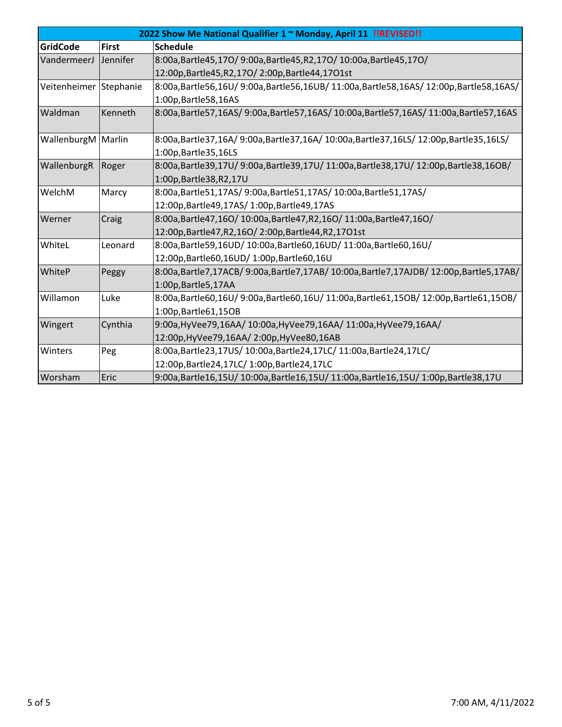| 2022 Show Me National Qualifier 1 ~ Monday, April 11 !!REVISED!! | | |
|---|---|---|
| **GridCode** | **First** | **Schedule** |
| VandermeerJ | Jennifer | 8:00a,Bartle45,17O/ 9:00a,Bartle45,R2,17O/ 10:00a,Bartle45,17O/ 12:00p,Bartle45,R2,17O/ 2:00p,Bartle44,17O1st |
| Veitenheimer | Stephanie | 8:00a,Bartle56,16U/ 9:00a,Bartle56,16UB/ 11:00a,Bartle58,16AS/ 12:00p,Bartle58,16AS/ 1:00p,Bartle58,16AS |
| Waldman | Kenneth | 8:00a,Bartle57,16AS/ 9:00a,Bartle57,16AS/ 10:00a,Bartle57,16AS/ 11:00a,Bartle57,16AS |
| WallenburgM | Marlin | 8:00a,Bartle37,16A/ 9:00a,Bartle37,16A/ 10:00a,Bartle37,16LS/ 12:00p,Bartle35,16LS/ 1:00p,Bartle35,16LS |
| WallenburgR | Roger | 8:00a,Bartle39,17U/ 9:00a,Bartle39,17U/ 11:00a,Bartle38,17U/ 12:00p,Bartle38,16OB/ 1:00p,Bartle38,R2,17U |
| WelchM | Marcy | 8:00a,Bartle51,17AS/ 9:00a,Bartle51,17AS/ 10:00a,Bartle51,17AS/ 12:00p,Bartle49,17AS/ 1:00p,Bartle49,17AS |
| Werner | Craig | 8:00a,Bartle47,16O/ 10:00a,Bartle47,R2,16O/ 11:00a,Bartle47,16O/ 12:00p,Bartle47,R2,16O/ 2:00p,Bartle44,R2,17O1st |
| WhiteL | Leonard | 8:00a,Bartle59,16UD/ 10:00a,Bartle60,16UD/ 11:00a,Bartle60,16U/ 12:00p,Bartle60,16UD/ 1:00p,Bartle60,16U |
| WhiteP | Peggy | 8:00a,Bartle7,17ACB/ 9:00a,Bartle7,17AB/ 10:00a,Bartle7,17AJDB/ 12:00p,Bartle5,17AB/ 1:00p,Bartle5,17AA |
| Willamon | Luke | 8:00a,Bartle60,16U/ 9:00a,Bartle60,16U/ 11:00a,Bartle61,15OB/ 12:00p,Bartle61,15OB/ 1:00p,Bartle61,15OB |
| Wingert | Cynthia | 9:00a,HyVee79,16AA/ 10:00a,HyVee79,16AA/ 11:00a,HyVee79,16AA/ 12:00p,HyVee79,16AA/ 2:00p,HyVee80,16AB |
| Winters | Peg | 8:00a,Bartle23,17US/ 10:00a,Bartle24,17LC/ 11:00a,Bartle24,17LC/ 12:00p,Bartle24,17LC/ 1:00p,Bartle24,17LC |
| Worsham | Eric | 9:00a,Bartle16,15U/ 10:00a,Bartle16,15U/ 11:00a,Bartle16,15U/ 1:00p,Bartle38,17U |

7:00 AM, 4/11/2022